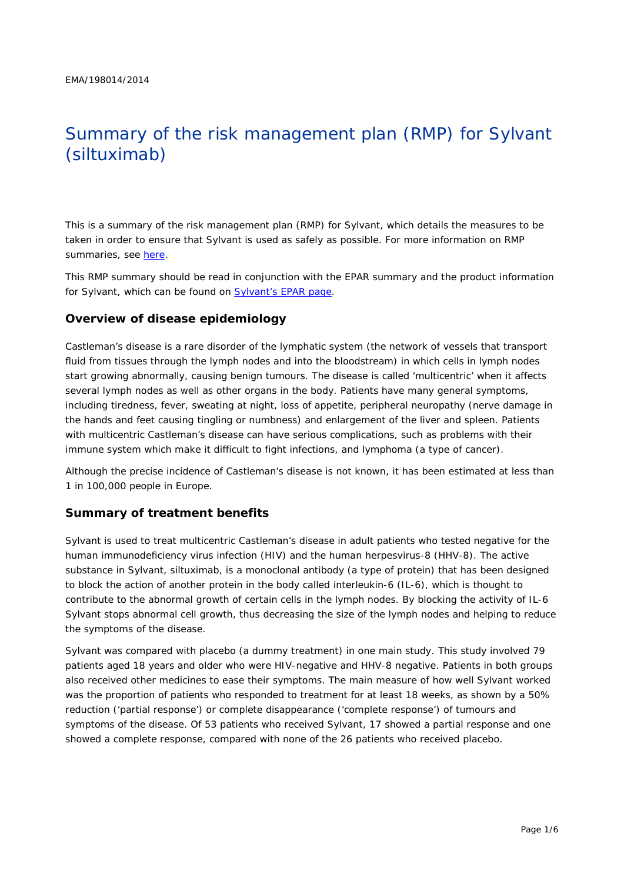EMA/198014/2014

# Summary of the risk management plan (RMP) for Sylvant (siltuximab)

This is a summary of the risk management plan (RMP) for Sylvant, which details the measures to be taken in order to ensure that Sylvant is used as safely as possible. For more information on RMP summaries, see here.

This RMP summary should be read in conjunction with the EPAR summary and the product information for Sylvant, which can be found on Sylvant's EPAR page.

## Overview of disease epidemiology

Castleman's disease is a rare disorder of the lymphatic system (the network of vessels that transport fluid from tissues through the lymph nodes and into the bloodstream) in which cells in lymph nodes start growing abnormally, causing benign tumours. The disease is called 'multicentric' when it affects several lymph nodes as well as other organs in the body. Patients have many general symptoms, including tiredness, fever, sweating at night, loss of appetite, peripheral neuropathy (nerve damage in the hands and feet causing tingling or numbness) and enlargement of the liver and spleen. Patients with multicentric Castleman's disease can have serious complications, such as problems with their immune system which make it difficult to fight infections, and lymphoma (a type of cancer).

Although the precise incidence of Castleman's disease is not known, it has been estimated at less than 1 in 100,000 people in Europe.

## Summary of treatment benefits

Sylvant is used to treat multicentric Castleman's disease in adult patients who tested negative for the human immunodeficiency virus infection (HIV) and the human herpesvirus-8 (HHV-8). The active substance in Sylvant, siltuximab, is a monoclonal antibody (a type of protein) that has been designed to block the action of another protein in the body called interleukin-6 (IL-6), which is thought to contribute to the abnormal growth of certain cells in the lymph nodes. By blocking the activity of IL-6 Sylvant stops abnormal cell growth, thus decreasing the size of the lymph nodes and helping to reduce the symptoms of the disease.

Sylvant was compared with placebo (a dummy treatment) in one main study. This study involved 79 patients aged 18 years and older who were HIV-negative and HHV-8 negative. Patients in both groups also received other medicines to ease their symptoms. The main measure of how well Sylvant worked was the proportion of patients who responded to treatment for at least 18 weeks, as shown by a 50% reduction ('partial response') or complete disappearance ('complete response') of tumours and symptoms of the disease. Of 53 patients who received Sylvant, 17 showed a partial response and one showed a complete response, compared with none of the 26 patients who received placebo.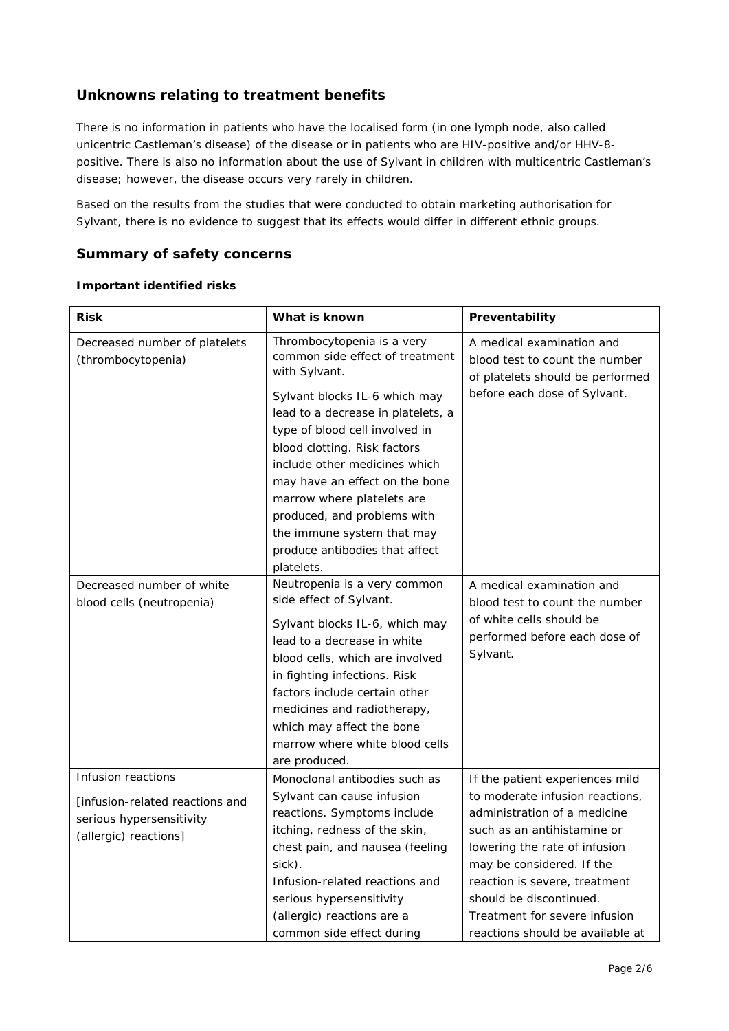## Unknowns relating to treatment benefits

There is no information in patients who have the localised form (in one lymph node, also called unicentric Castleman's disease) of the disease or in patients who are HIV-positive and/or HHV-8-positive. There is also no information about the use of Sylvant in children with multicentric Castleman's disease; however, the disease occurs very rarely in children.

Based on the results from the studies that were conducted to obtain marketing authorisation for Sylvant, there is no evidence to suggest that its effects would differ in different ethnic groups.

## Summary of safety concerns

### Important identified risks

| Risk | What is known | Preventability |
|---|---|---|
| Decreased number of platelets (thrombocytopenia) | Thrombocytopenia is a very common side effect of treatment with Sylvant.<br><br>Sylvant blocks IL-6 which may lead to a decrease in platelets, a type of blood cell involved in blood clotting. Risk factors include other medicines which may have an effect on the bone marrow where platelets are produced, and problems with the immune system that may produce antibodies that affect platelets. | A medical examination and blood test to count the number of platelets should be performed before each dose of Sylvant. |
| Decreased number of white blood cells (neutropenia) | Neutropenia is a very common side effect of Sylvant.<br><br>Sylvant blocks IL-6, which may lead to a decrease in white blood cells, which are involved in fighting infections. Risk factors include certain other medicines and radiotherapy, which may affect the bone marrow where white blood cells are produced. | A medical examination and blood test to count the number of white cells should be performed before each dose of Sylvant. |
| Infusion reactions<br><br>[infusion-related reactions and serious hypersensitivity (allergic) reactions] | Monoclonal antibodies such as Sylvant can cause infusion reactions. Symptoms include itching, redness of the skin, chest pain, and nausea (feeling sick).<br>Infusion-related reactions and serious hypersensitivity (allergic) reactions are a common side effect during | If the patient experiences mild to moderate infusion reactions, administration of a medicine such as an antihistamine or lowering the rate of infusion may be considered. If the reaction is severe, treatment should be discontinued. Treatment for severe infusion reactions should be available at |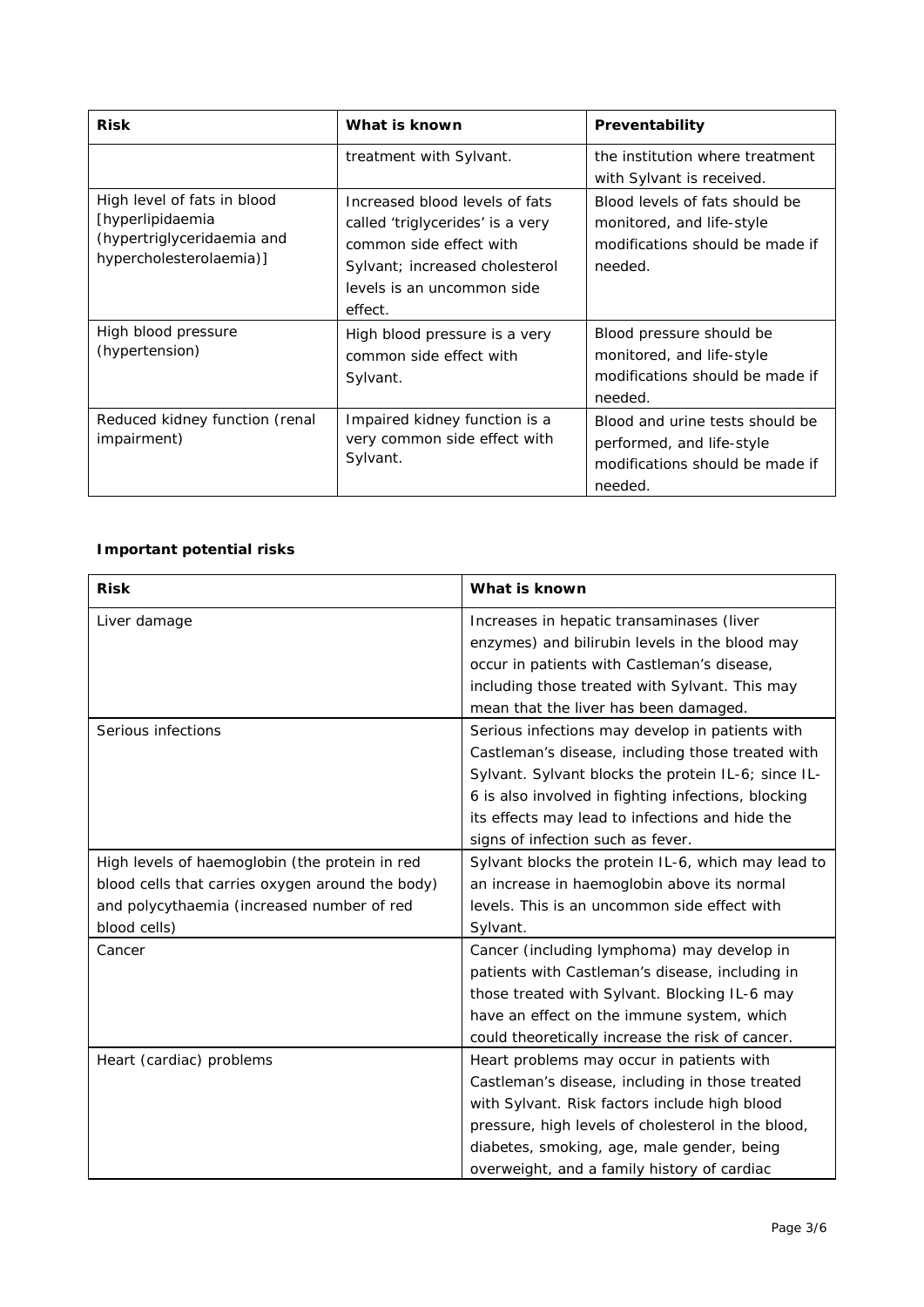| Risk | What is known | Preventability |
| --- | --- | --- |
| | treatment with Sylvant. | the institution where treatment with Sylvant is received. |
| High level of fats in blood [hyperlipidaemia (hypertriglyceridaemia and hypercholesterolaemia)] | Increased blood levels of fats called 'triglycerides' is a very common side effect with Sylvant; increased cholesterol levels is an uncommon side effect. | Blood levels of fats should be monitored, and life-style modifications should be made if needed. |
| High blood pressure (hypertension) | High blood pressure is a very common side effect with Sylvant. | Blood pressure should be monitored, and life-style modifications should be made if needed. |
| Reduced kidney function (renal impairment) | Impaired kidney function is a very common side effect with Sylvant. | Blood and urine tests should be performed, and life-style modifications should be made if needed. |

**Important potential risks**

| Risk | What is known |
| --- | --- |
| Liver damage | Increases in hepatic transaminases (liver enzymes) and bilirubin levels in the blood may occur in patients with Castleman's disease, including those treated with Sylvant. This may mean that the liver has been damaged. |
| Serious infections | Serious infections may develop in patients with Castleman's disease, including those treated with Sylvant. Sylvant blocks the protein IL-6; since IL-6 is also involved in fighting infections, blocking its effects may lead to infections and hide the signs of infection such as fever. |
| High levels of haemoglobin (the protein in red blood cells that carries oxygen around the body) and polycythaemia (increased number of red blood cells) | Sylvant blocks the protein IL-6, which may lead to an increase in haemoglobin above its normal levels. This is an uncommon side effect with Sylvant. |
| Cancer | Cancer (including lymphoma) may develop in patients with Castleman's disease, including in those treated with Sylvant. Blocking IL-6 may have an effect on the immune system, which could theoretically increase the risk of cancer. |
| Heart (cardiac) problems | Heart problems may occur in patients with Castleman's disease, including in those treated with Sylvant. Risk factors include high blood pressure, high levels of cholesterol in the blood, diabetes, smoking, age, male gender, being overweight, and a family history of cardiac |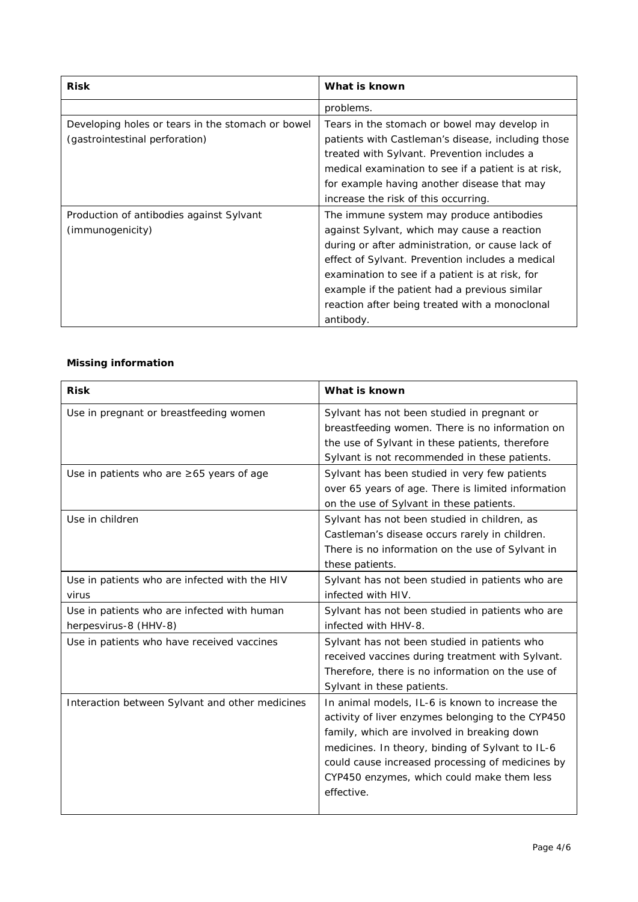| Risk | What is known |
|---|---|
| | problems. |
| Developing holes or tears in the stomach or bowel (gastrointestinal perforation) | Tears in the stomach or bowel may develop in patients with Castleman's disease, including those treated with Sylvant. Prevention includes a medical examination to see if a patient is at risk, for example having another disease that may increase the risk of this occurring. |
| Production of antibodies against Sylvant (immunogenicity) | The immune system may produce antibodies against Sylvant, which may cause a reaction during or after administration, or cause lack of effect of Sylvant. Prevention includes a medical examination to see if a patient is at risk, for example if the patient had a previous similar reaction after being treated with a monoclonal antibody. |

**Missing information**

| Risk | What is known |
|---|---|
| Use in pregnant or breastfeeding women | Sylvant has not been studied in pregnant or breastfeeding women. There is no information on the use of Sylvant in these patients, therefore Sylvant is not recommended in these patients. |
| Use in patients who are ≥65 years of age | Sylvant has been studied in very few patients over 65 years of age. There is limited information on the use of Sylvant in these patients. |
| Use in children | Sylvant has not been studied in children, as Castleman's disease occurs rarely in children. There is no information on the use of Sylvant in these patients. |
| Use in patients who are infected with the HIV virus | Sylvant has not been studied in patients who are infected with HIV. |
| Use in patients who are infected with human herpesvirus-8 (HHV-8) | Sylvant has not been studied in patients who are infected with HHV-8. |
| Use in patients who have received vaccines | Sylvant has not been studied in patients who received vaccines during treatment with Sylvant. Therefore, there is no information on the use of Sylvant in these patients. |
| Interaction between Sylvant and other medicines | In animal models, IL-6 is known to increase the activity of liver enzymes belonging to the CYP450 family, which are involved in breaking down medicines. In theory, binding of Sylvant to IL-6 could cause increased processing of medicines by CYP450 enzymes, which could make them less effective. |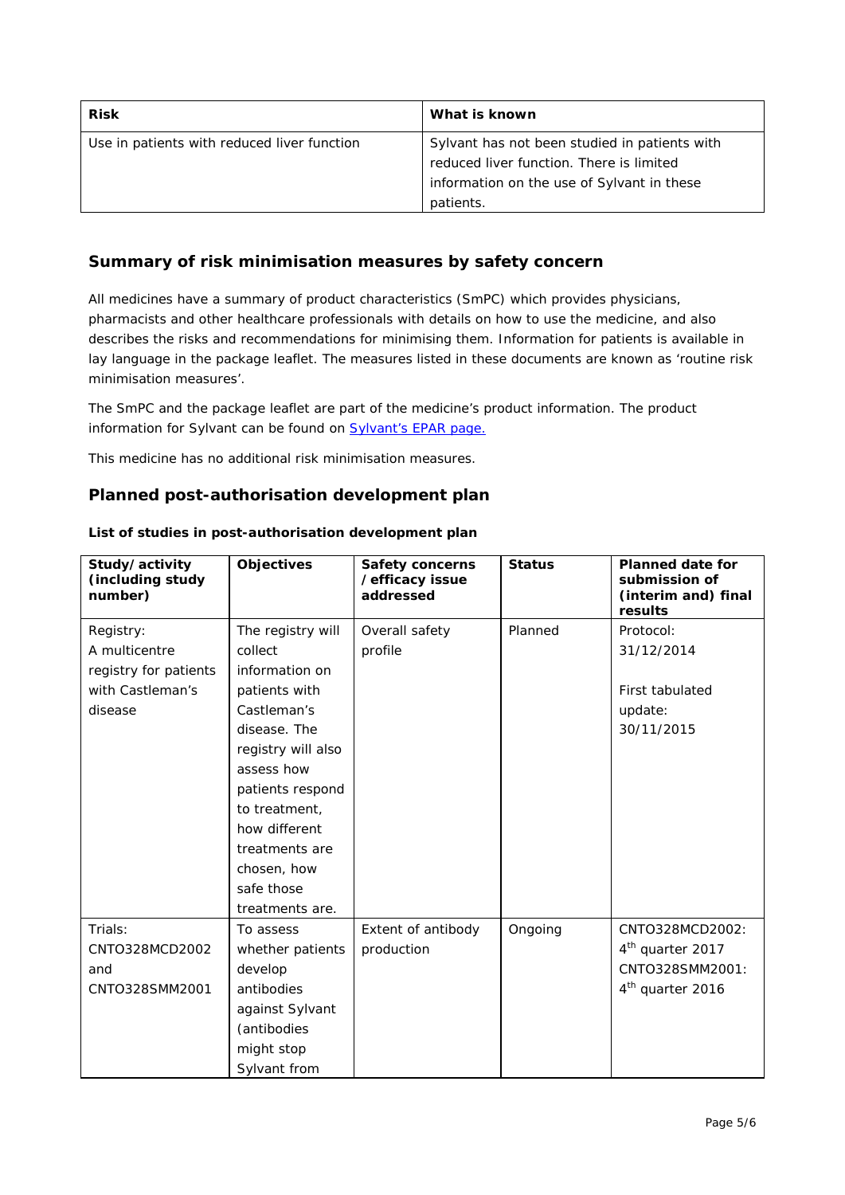| Risk | What is known |
|---|---|
| Use in patients with reduced liver function | Sylvant has not been studied in patients with reduced liver function. There is limited information on the use of Sylvant in these patients. |

## Summary of risk minimisation measures by safety concern

All medicines have a summary of product characteristics (SmPC) which provides physicians, pharmacists and other healthcare professionals with details on how to use the medicine, and also describes the risks and recommendations for minimising them. Information for patients is available in lay language in the package leaflet. The measures listed in these documents are known as 'routine risk minimisation measures'.

The SmPC and the package leaflet are part of the medicine's product information. The product information for Sylvant can be found on Sylvant's EPAR page.

This medicine has no additional risk minimisation measures.

## Planned post-authorisation development plan

**List of studies in post-authorisation development plan**

| Study/activity (including study number) | Objectives | Safety concerns /efficacy issue addressed | Status | Planned date for submission of (interim and) final results |
|---|---|---|---|---|
| Registry: A multicentre registry for patients with Castleman's disease | The registry will collect information on patients with Castleman's disease. The registry will also assess how patients respond to treatment, how different treatments are chosen, how safe those treatments are. | Overall safety profile | Planned | Protocol: 31/12/2014<br><br>First tabulated update: 30/11/2015 |
| Trials: CNTO328MCD2002 and CNTO328SMM2001 | To assess whether patients develop antibodies against Sylvant (antibodies might stop Sylvant from | Extent of antibody production | Ongoing | CNTO328MCD2002: 4th quarter 2017<br>CNTO328SMM2001: 4th quarter 2016 |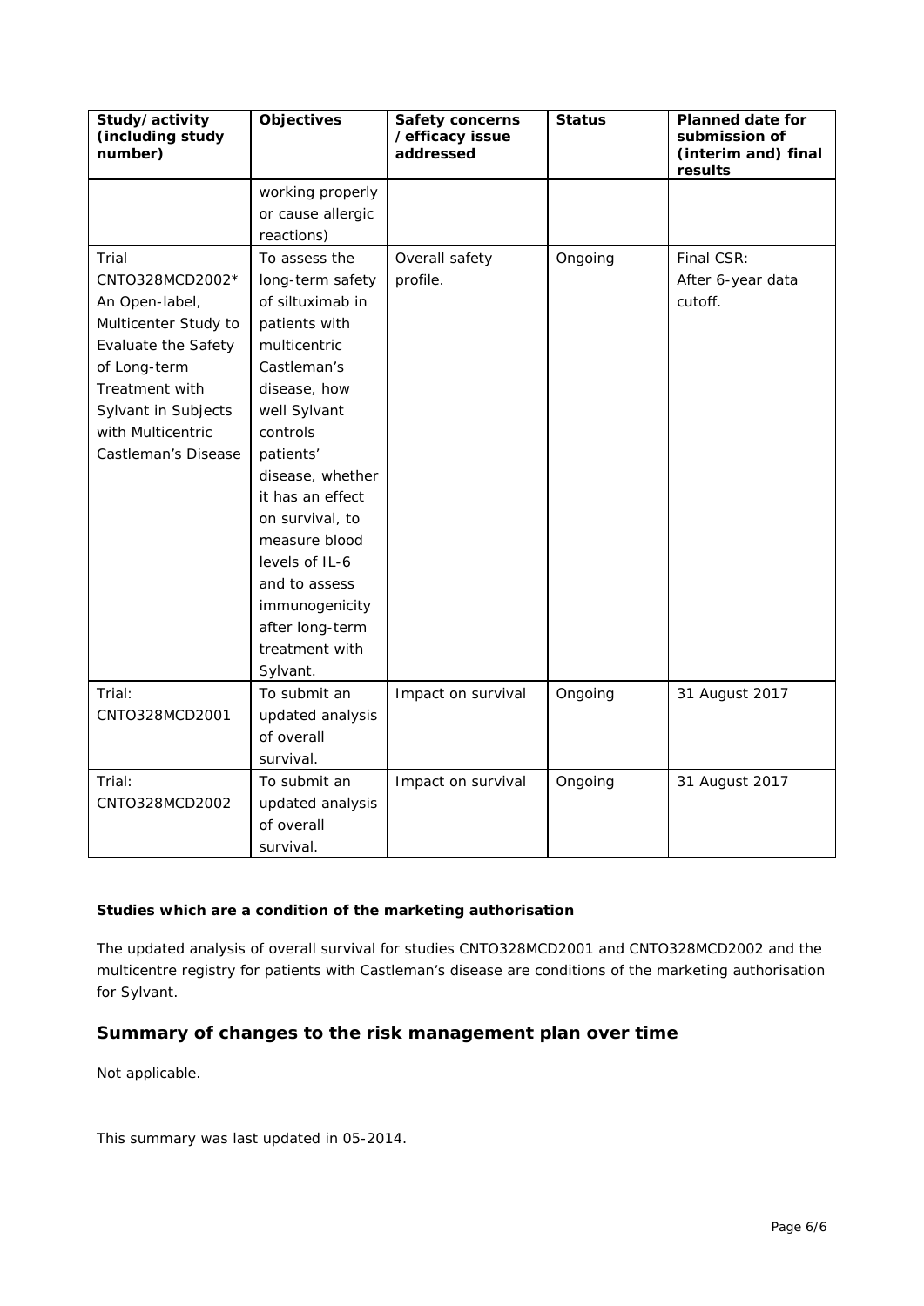| Study/activity (including study number) | Objectives | Safety concerns /efficacy issue addressed | Status | Planned date for submission of (interim and) final results |
|---|---|---|---|---|
| | working properly or cause allergic reactions) | | | |
| Trial CNTO328MCD2002* An Open-label, Multicenter Study to Evaluate the Safety of Long-term Treatment with Sylvant in Subjects with Multicentric Castleman's Disease | To assess the long-term safety of siltuximab in patients with multicentric Castleman's disease, how well Sylvant controls patients' disease, whether it has an effect on survival, to measure blood levels of IL-6 and to assess immunogenicity after long-term treatment with Sylvant. | Overall safety profile. | Ongoing | Final CSR: After 6-year data cutoff. |
| Trial: CNTO328MCD2001 | To submit an updated analysis of overall survival. | Impact on survival | Ongoing | 31 August 2017 |
| Trial: CNTO328MCD2002 | To submit an updated analysis of overall survival. | Impact on survival | Ongoing | 31 August 2017 |

**Studies which are a condition of the marketing authorisation**

The updated analysis of overall survival for studies CNTO328MCD2001 and CNTO328MCD2002 and the multicentre registry for patients with Castleman's disease are conditions of the marketing authorisation for Sylvant.

## Summary of changes to the risk management plan over time

Not applicable.

This summary was last updated in 05-2014.